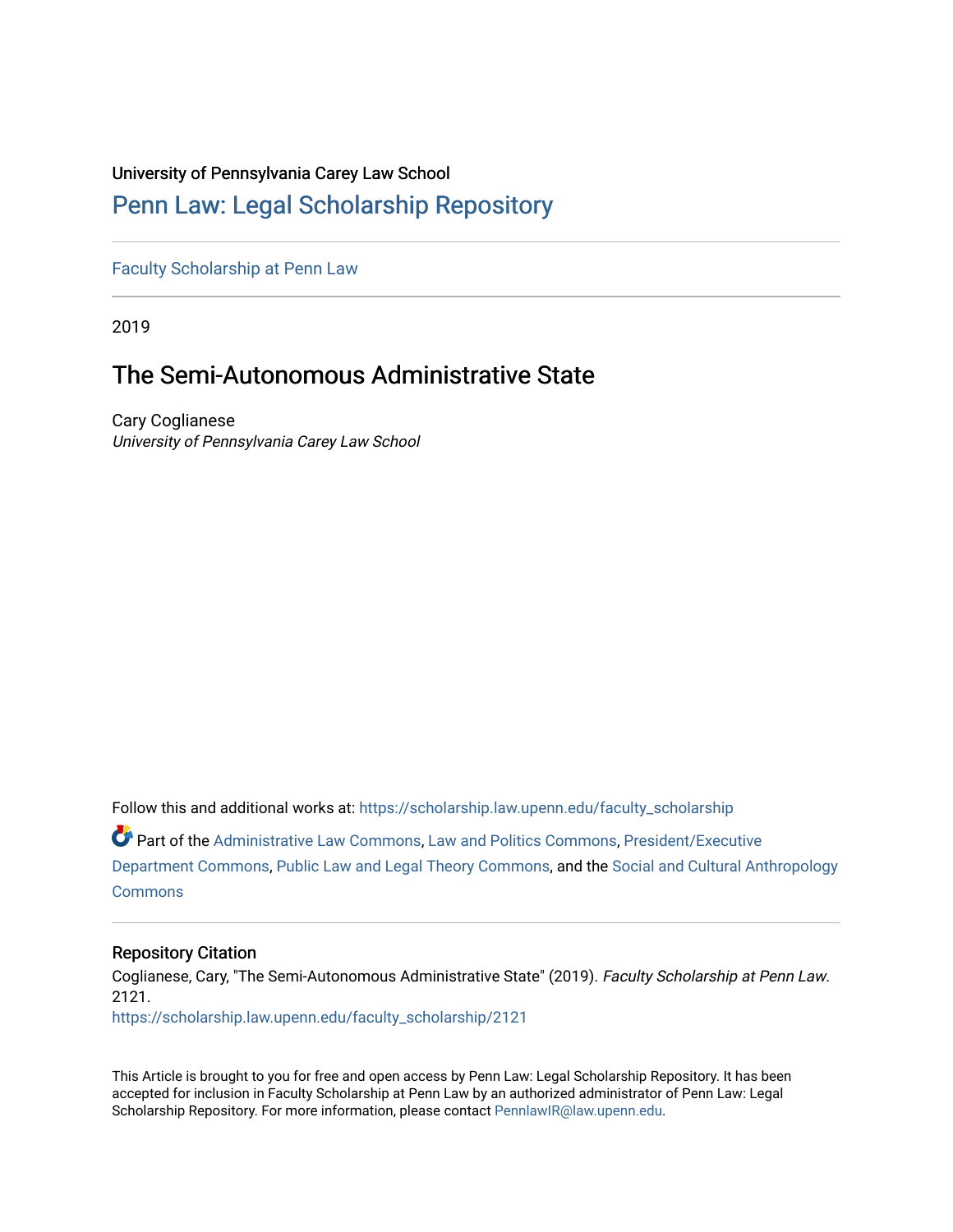University of Pennsylvania Carey Law School

# Penn Law: Legal Scholarship Repository

Faculty Scholarship at Penn Law

2019

## The Semi-Autonomous Administrative State

Cary Coglianese
*University of Pennsylvania Carey Law School*

Follow this and additional works at: https://scholarship.law.upenn.edu/faculty_scholarship

Part of the Administrative Law Commons, Law and Politics Commons, President/Executive Department Commons, Public Law and Legal Theory Commons, and the Social and Cultural Anthropology Commons

### Repository Citation

Coglianese, Cary, "The Semi-Autonomous Administrative State" (2019). *Faculty Scholarship at Penn Law.* 2121.
https://scholarship.law.upenn.edu/faculty_scholarship/2121

This Article is brought to you for free and open access by Penn Law: Legal Scholarship Repository. It has been accepted for inclusion in Faculty Scholarship at Penn Law by an authorized administrator of Penn Law: Legal Scholarship Repository. For more information, please contact PennlawIR@law.upenn.edu.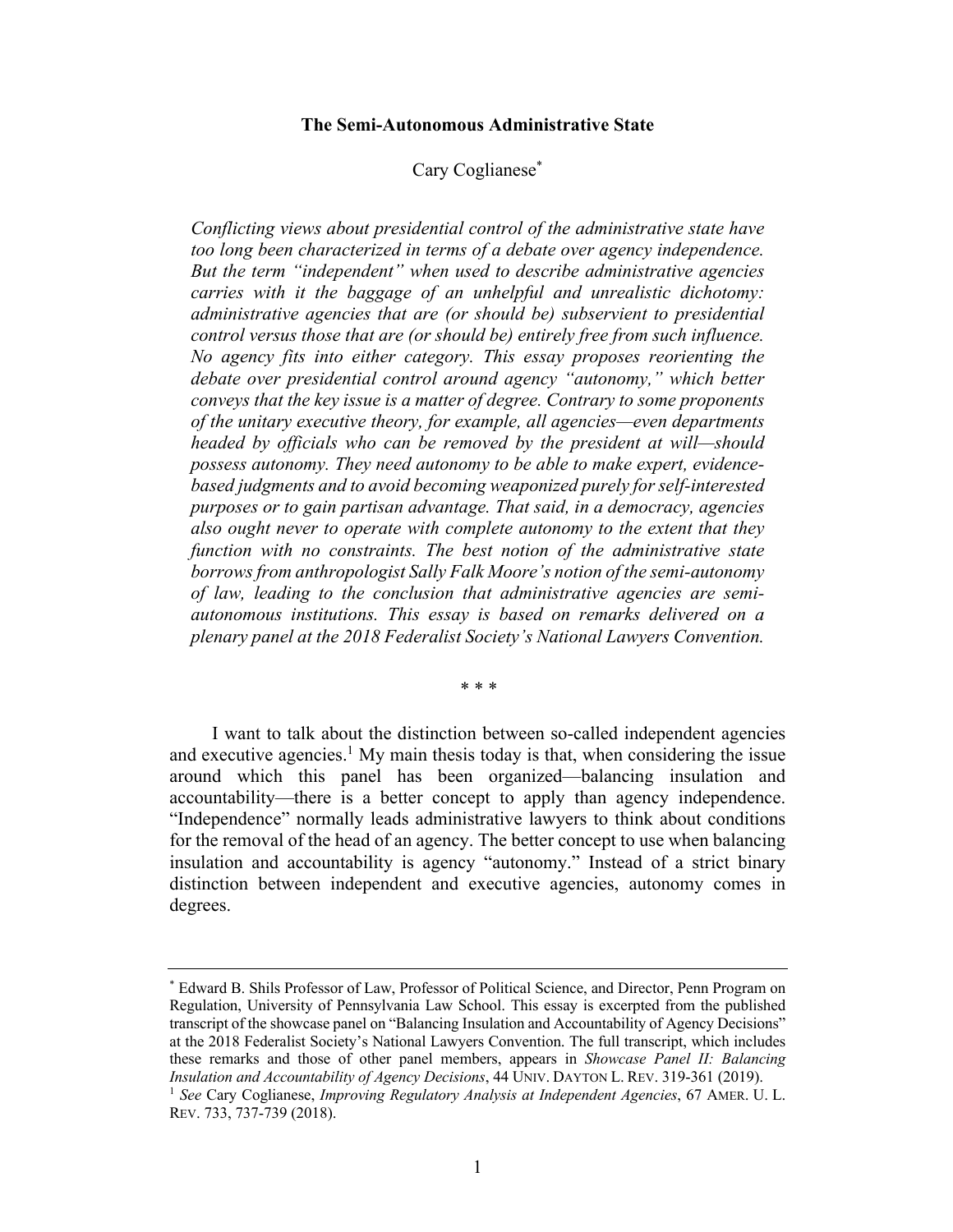**The Semi-Autonomous Administrative State**

Cary Coglianese[*]

*Conflicting views about presidential control of the administrative state have too long been characterized in terms of a debate over agency independence. But the term "independent" when used to describe administrative agencies carries with it the baggage of an unhelpful and unrealistic dichotomy: administrative agencies that are (or should be) subservient to presidential control versus those that are (or should be) entirely free from such influence. No agency fits into either category. This essay proposes reorienting the debate over presidential control around agency "autonomy," which better conveys that the key issue is a matter of degree. Contrary to some proponents of the unitary executive theory, for example, all agencies—even departments headed by officials who can be removed by the president at will—should possess autonomy. They need autonomy to be able to make expert, evidence-based judgments and to avoid becoming weaponized purely for self-interested purposes or to gain partisan advantage. That said, in a democracy, agencies also ought never to operate with complete autonomy to the extent that they function with no constraints. The best notion of the administrative state borrows from anthropologist Sally Falk Moore's notion of the semi-autonomy of law, leading to the conclusion that administrative agencies are semi-autonomous institutions. This essay is based on remarks delivered on a plenary panel at the 2018 Federalist Society's National Lawyers Convention.*

\* \* \*

I want to talk about the distinction between so-called independent agencies and executive agencies.[1] My main thesis today is that, when considering the issue around which this panel has been organized—balancing insulation and accountability—there is a better concept to apply than agency independence. "Independence" normally leads administrative lawyers to think about conditions for the removal of the head of an agency. The better concept to use when balancing insulation and accountability is agency "autonomy." Instead of a strict binary distinction between independent and executive agencies, autonomy comes in degrees.

---

[*] Edward B. Shils Professor of Law, Professor of Political Science, and Director, Penn Program on Regulation, University of Pennsylvania Law School. This essay is excerpted from the published transcript of the showcase panel on "Balancing Insulation and Accountability of Agency Decisions" at the 2018 Federalist Society's National Lawyers Convention. The full transcript, which includes these remarks and those of other panel members, appears in *Showcase Panel II: Balancing Insulation and Accountability of Agency Decisions*, 44 UNIV. DAYTON L. REV. 319-361 (2019).

[1] *See* Cary Coglianese, *Improving Regulatory Analysis at Independent Agencies*, 67 AMER. U. L. REV. 733, 737-739 (2018).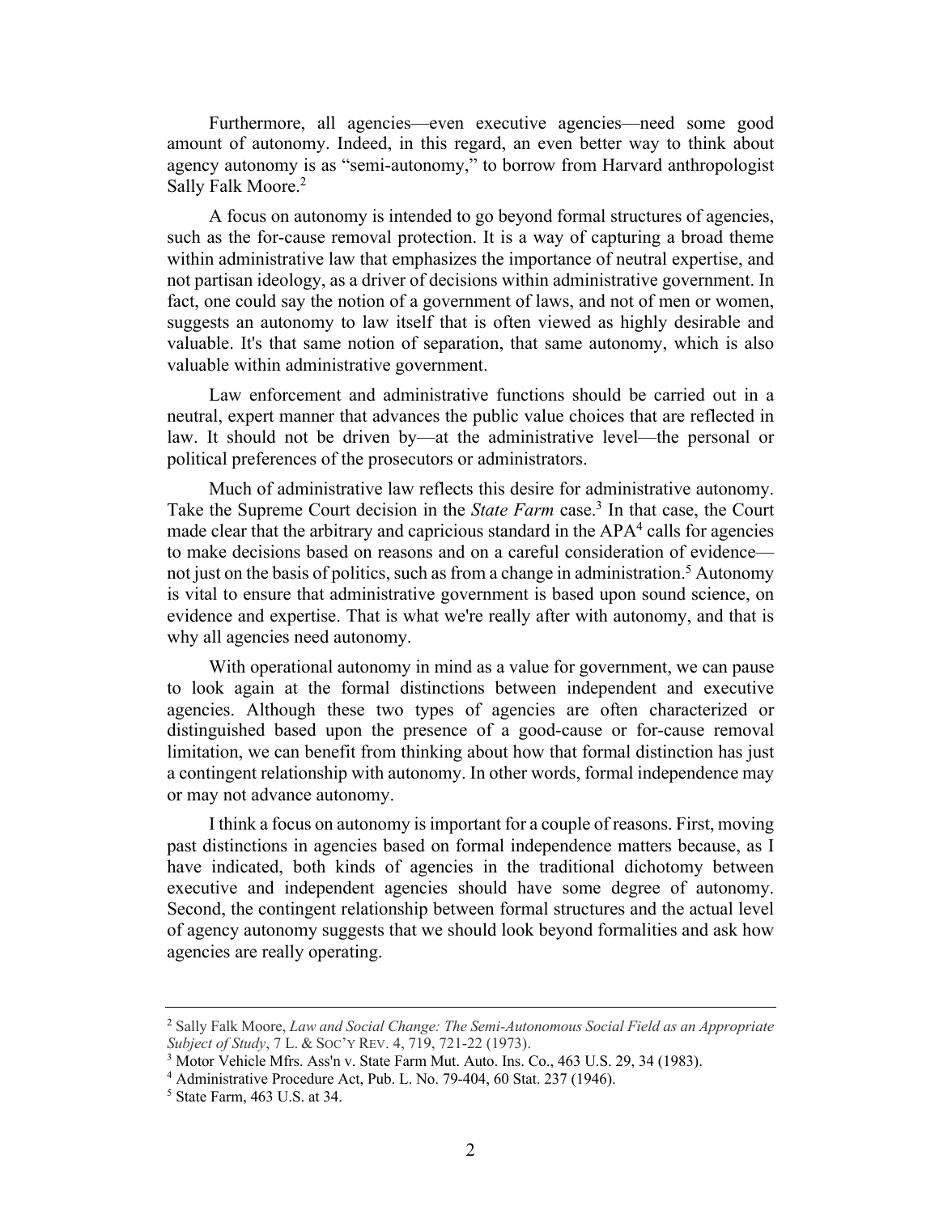Furthermore, all agencies—even executive agencies—need some good amount of autonomy. Indeed, in this regard, an even better way to think about agency autonomy is as "semi-autonomy," to borrow from Harvard anthropologist Sally Falk Moore.[2]

A focus on autonomy is intended to go beyond formal structures of agencies, such as the for-cause removal protection. It is a way of capturing a broad theme within administrative law that emphasizes the importance of neutral expertise, and not partisan ideology, as a driver of decisions within administrative government. In fact, one could say the notion of a government of laws, and not of men or women, suggests an autonomy to law itself that is often viewed as highly desirable and valuable. It's that same notion of separation, that same autonomy, which is also valuable within administrative government.

Law enforcement and administrative functions should be carried out in a neutral, expert manner that advances the public value choices that are reflected in law. It should not be driven by—at the administrative level—the personal or political preferences of the prosecutors or administrators.

Much of administrative law reflects this desire for administrative autonomy. Take the Supreme Court decision in the *State Farm* case.[3] In that case, the Court made clear that the arbitrary and capricious standard in the APA[4] calls for agencies to make decisions based on reasons and on a careful consideration of evidence—not just on the basis of politics, such as from a change in administration.[5] Autonomy is vital to ensure that administrative government is based upon sound science, on evidence and expertise. That is what we're really after with autonomy, and that is why all agencies need autonomy.

With operational autonomy in mind as a value for government, we can pause to look again at the formal distinctions between independent and executive agencies. Although these two types of agencies are often characterized or distinguished based upon the presence of a good-cause or for-cause removal limitation, we can benefit from thinking about how that formal distinction has just a contingent relationship with autonomy. In other words, formal independence may or may not advance autonomy.

I think a focus on autonomy is important for a couple of reasons. First, moving past distinctions in agencies based on formal independence matters because, as I have indicated, both kinds of agencies in the traditional dichotomy between executive and independent agencies should have some degree of autonomy. Second, the contingent relationship between formal structures and the actual level of agency autonomy suggests that we should look beyond formalities and ask how agencies are really operating.

---

[2] Sally Falk Moore, *Law and Social Change: The Semi-Autonomous Social Field as an Appropriate Subject of Study*, 7 L. & SOC'Y REV. 4, 719, 721-22 (1973).

[3] Motor Vehicle Mfrs. Ass'n v. State Farm Mut. Auto. Ins. Co., 463 U.S. 29, 34 (1983).

[4] Administrative Procedure Act, Pub. L. No. 79-404, 60 Stat. 237 (1946).

[5] State Farm, 463 U.S. at 34.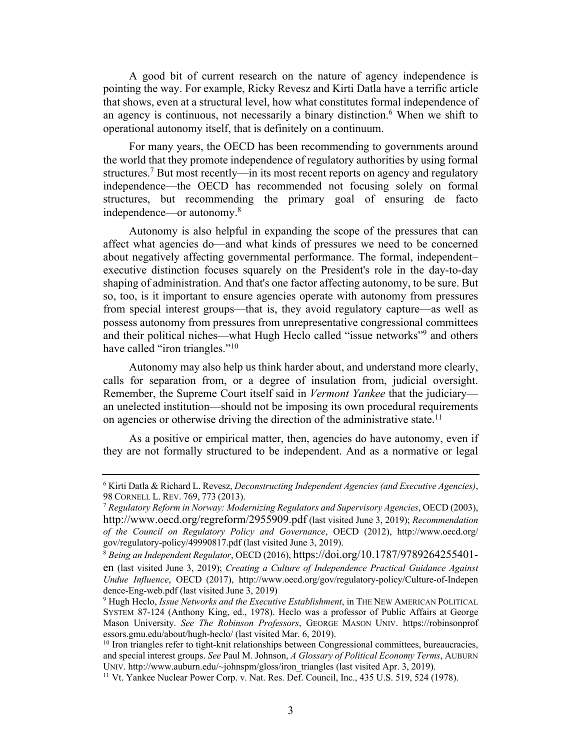A good bit of current research on the nature of agency independence is pointing the way. For example, Ricky Revesz and Kirti Datla have a terrific article that shows, even at a structural level, how what constitutes formal independence of an agency is continuous, not necessarily a binary distinction.[6] When we shift to operational autonomy itself, that is definitely on a continuum.

For many years, the OECD has been recommending to governments around the world that they promote independence of regulatory authorities by using formal structures.[7] But most recently—in its most recent reports on agency and regulatory independence—the OECD has recommended not focusing solely on formal structures, but recommending the primary goal of ensuring de facto independence—or autonomy.[8]

Autonomy is also helpful in expanding the scope of the pressures that can affect what agencies do—and what kinds of pressures we need to be concerned about negatively affecting governmental performance. The formal, independent–executive distinction focuses squarely on the President's role in the day-to-day shaping of administration. And that's one factor affecting autonomy, to be sure. But so, too, is it important to ensure agencies operate with autonomy from pressures from special interest groups—that is, they avoid regulatory capture—as well as possess autonomy from pressures from unrepresentative congressional committees and their political niches—what Hugh Heclo called "issue networks"[9] and others have called "iron triangles."[10]

Autonomy may also help us think harder about, and understand more clearly, calls for separation from, or a degree of insulation from, judicial oversight. Remember, the Supreme Court itself said in *Vermont Yankee* that the judiciary—an unelected institution—should not be imposing its own procedural requirements on agencies or otherwise driving the direction of the administrative state.[11]

As a positive or empirical matter, then, agencies do have autonomy, even if they are not formally structured to be independent. And as a normative or legal

---

[6] Kirti Datla & Richard L. Revesz, *Deconstructing Independent Agencies (and Executive Agencies)*, 98 CORNELL L. REV. 769, 773 (2013).

[7] *Regulatory Reform in Norway: Modernizing Regulators and Supervisory Agencies*, OECD (2003), http://www.oecd.org/regreform/2955909.pdf (last visited June 3, 2019); *Recommendation of the Council on Regulatory Policy and Governance*, OECD (2012), http://www.oecd.org/gov/regulatory-policy/49990817.pdf (last visited June 3, 2019).

[8] *Being an Independent Regulator*, OECD (2016), https://doi.org/10.1787/9789264255401-en (last visited June 3, 2019); *Creating a Culture of Independence Practical Guidance Against Undue Influence*, OECD (2017), http://www.oecd.org/gov/regulatory-policy/Culture-of-Independence-Eng-web.pdf (last visited June 3, 2019)

[9] Hugh Heclo, *Issue Networks and the Executive Establishment*, in THE NEW AMERICAN POLITICAL SYSTEM 87-124 (Anthony King, ed., 1978). Heclo was a professor of Public Affairs at George Mason University. *See The Robinson Professors*, GEORGE MASON UNIV. https://robinsonprofessors.gmu.edu/about/hugh-heclo/ (last visited Mar. 6, 2019).

[10] Iron triangles refer to tight-knit relationships between Congressional committees, bureaucracies, and special interest groups. *See* Paul M. Johnson, *A Glossary of Political Economy Terms*, AUBURN UNIV. http://www.auburn.edu/~johnspm/gloss/iron_triangles (last visited Apr. 3, 2019).

[11] Vt. Yankee Nuclear Power Corp. v. Nat. Res. Def. Council, Inc., 435 U.S. 519, 524 (1978).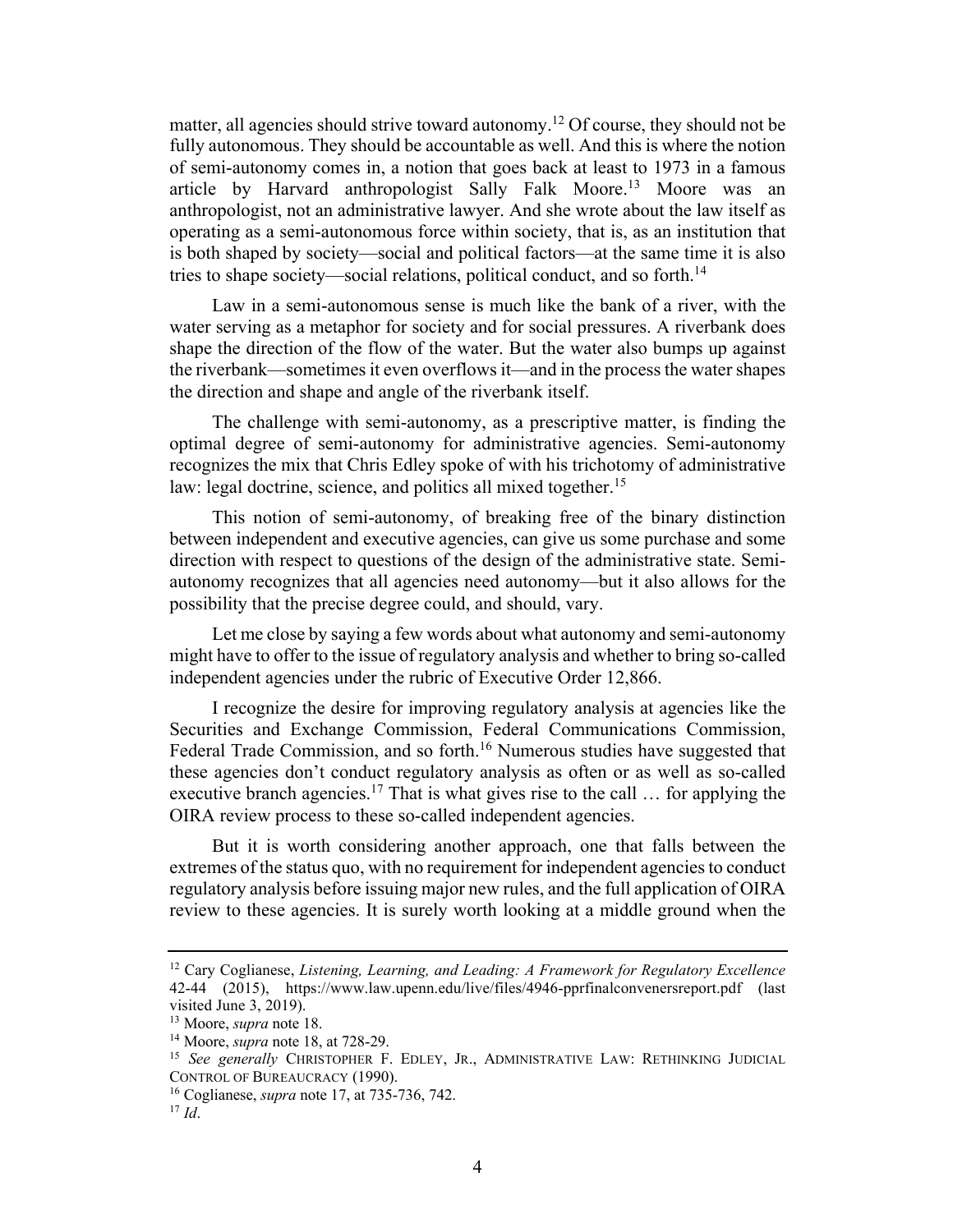matter, all agencies should strive toward autonomy.[12] Of course, they should not be fully autonomous. They should be accountable as well. And this is where the notion of semi-autonomy comes in, a notion that goes back at least to 1973 in a famous article by Harvard anthropologist Sally Falk Moore.[13] Moore was an anthropologist, not an administrative lawyer. And she wrote about the law itself as operating as a semi-autonomous force within society, that is, as an institution that is both shaped by society—social and political factors—at the same time it is also tries to shape society—social relations, political conduct, and so forth.[14]

Law in a semi-autonomous sense is much like the bank of a river, with the water serving as a metaphor for society and for social pressures. A riverbank does shape the direction of the flow of the water. But the water also bumps up against the riverbank—sometimes it even overflows it—and in the process the water shapes the direction and shape and angle of the riverbank itself.

The challenge with semi-autonomy, as a prescriptive matter, is finding the optimal degree of semi-autonomy for administrative agencies. Semi-autonomy recognizes the mix that Chris Edley spoke of with his trichotomy of administrative law: legal doctrine, science, and politics all mixed together.[15]

This notion of semi-autonomy, of breaking free of the binary distinction between independent and executive agencies, can give us some purchase and some direction with respect to questions of the design of the administrative state. Semi-autonomy recognizes that all agencies need autonomy—but it also allows for the possibility that the precise degree could, and should, vary.

Let me close by saying a few words about what autonomy and semi-autonomy might have to offer to the issue of regulatory analysis and whether to bring so-called independent agencies under the rubric of Executive Order 12,866.

I recognize the desire for improving regulatory analysis at agencies like the Securities and Exchange Commission, Federal Communications Commission, Federal Trade Commission, and so forth.[16] Numerous studies have suggested that these agencies don't conduct regulatory analysis as often or as well as so-called executive branch agencies.[17] That is what gives rise to the call … for applying the OIRA review process to these so-called independent agencies.

But it is worth considering another approach, one that falls between the extremes of the status quo, with no requirement for independent agencies to conduct regulatory analysis before issuing major new rules, and the full application of OIRA review to these agencies. It is surely worth looking at a middle ground when the

---

[12] Cary Coglianese, *Listening, Learning, and Leading: A Framework for Regulatory Excellence* 42-44 (2015), https://www.law.upenn.edu/live/files/4946-pprfinalconvenersreport.pdf (last visited June 3, 2019).

[13] Moore, *supra* note 18.

[14] Moore, *supra* note 18, at 728-29.

[15] *See generally* CHRISTOPHER F. EDLEY, JR., ADMINISTRATIVE LAW: RETHINKING JUDICIAL CONTROL OF BUREAUCRACY (1990).

[16] Coglianese, *supra* note 17, at 735-736, 742.

[17] *Id*.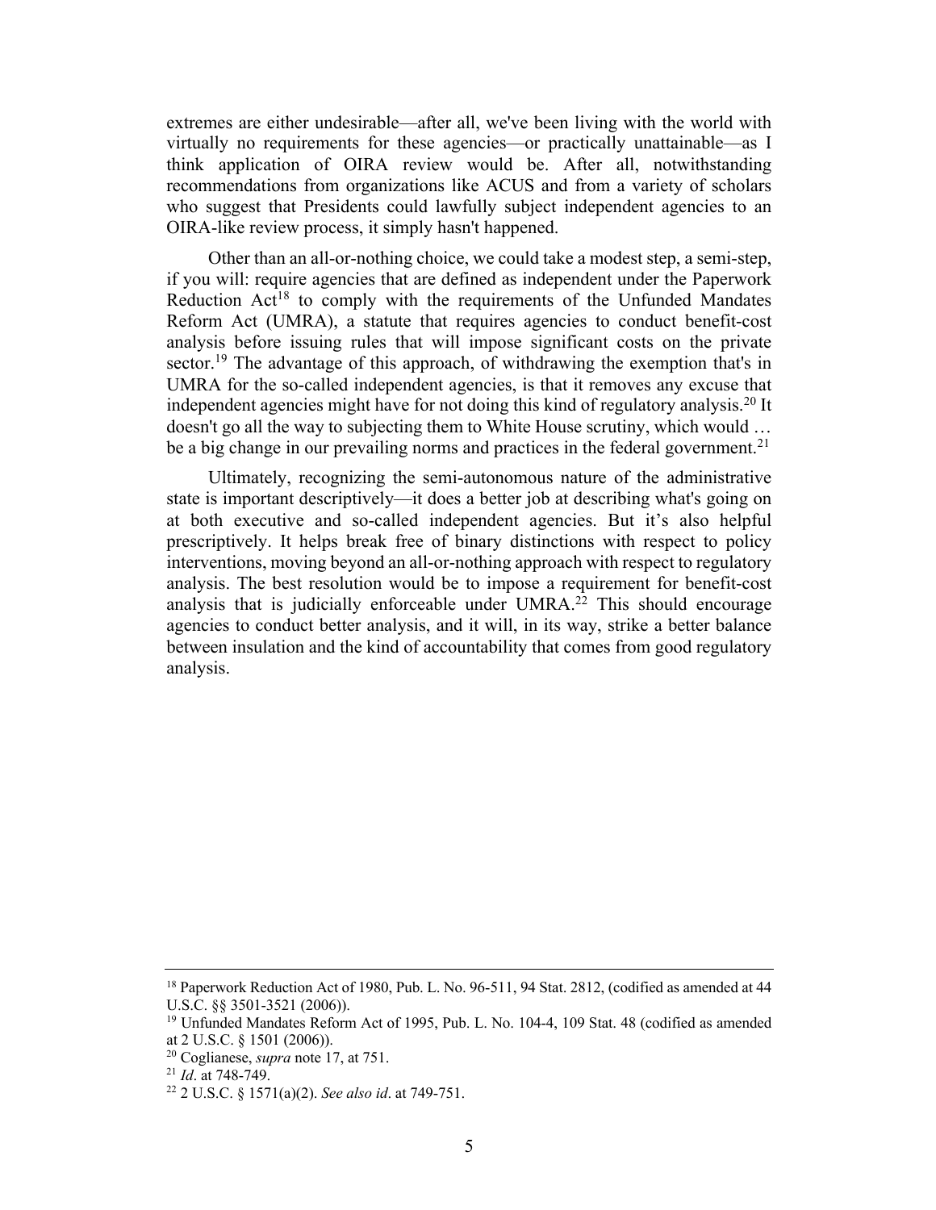extremes are either undesirable—after all, we've been living with the world with virtually no requirements for these agencies—or practically unattainable—as I think application of OIRA review would be. After all, notwithstanding recommendations from organizations like ACUS and from a variety of scholars who suggest that Presidents could lawfully subject independent agencies to an OIRA-like review process, it simply hasn't happened.

Other than an all-or-nothing choice, we could take a modest step, a semi-step, if you will: require agencies that are defined as independent under the Paperwork Reduction Act[18] to comply with the requirements of the Unfunded Mandates Reform Act (UMRA), a statute that requires agencies to conduct benefit-cost analysis before issuing rules that will impose significant costs on the private sector.[19] The advantage of this approach, of withdrawing the exemption that's in UMRA for the so-called independent agencies, is that it removes any excuse that independent agencies might have for not doing this kind of regulatory analysis.[20] It doesn't go all the way to subjecting them to White House scrutiny, which would … be a big change in our prevailing norms and practices in the federal government.[21]

Ultimately, recognizing the semi-autonomous nature of the administrative state is important descriptively—it does a better job at describing what's going on at both executive and so-called independent agencies. But it's also helpful prescriptively. It helps break free of binary distinctions with respect to policy interventions, moving beyond an all-or-nothing approach with respect to regulatory analysis. The best resolution would be to impose a requirement for benefit-cost analysis that is judicially enforceable under UMRA.[22] This should encourage agencies to conduct better analysis, and it will, in its way, strike a better balance between insulation and the kind of accountability that comes from good regulatory analysis.

---

[18] Paperwork Reduction Act of 1980, Pub. L. No. 96-511, 94 Stat. 2812, (codified as amended at 44 U.S.C. §§ 3501-3521 (2006)).

[19] Unfunded Mandates Reform Act of 1995, Pub. L. No. 104-4, 109 Stat. 48 (codified as amended at 2 U.S.C. § 1501 (2006)).

[20] Coglianese, *supra* note 17, at 751.

[21] *Id*. at 748-749.

[22] 2 U.S.C. § 1571(a)(2). *See also id*. at 749-751.